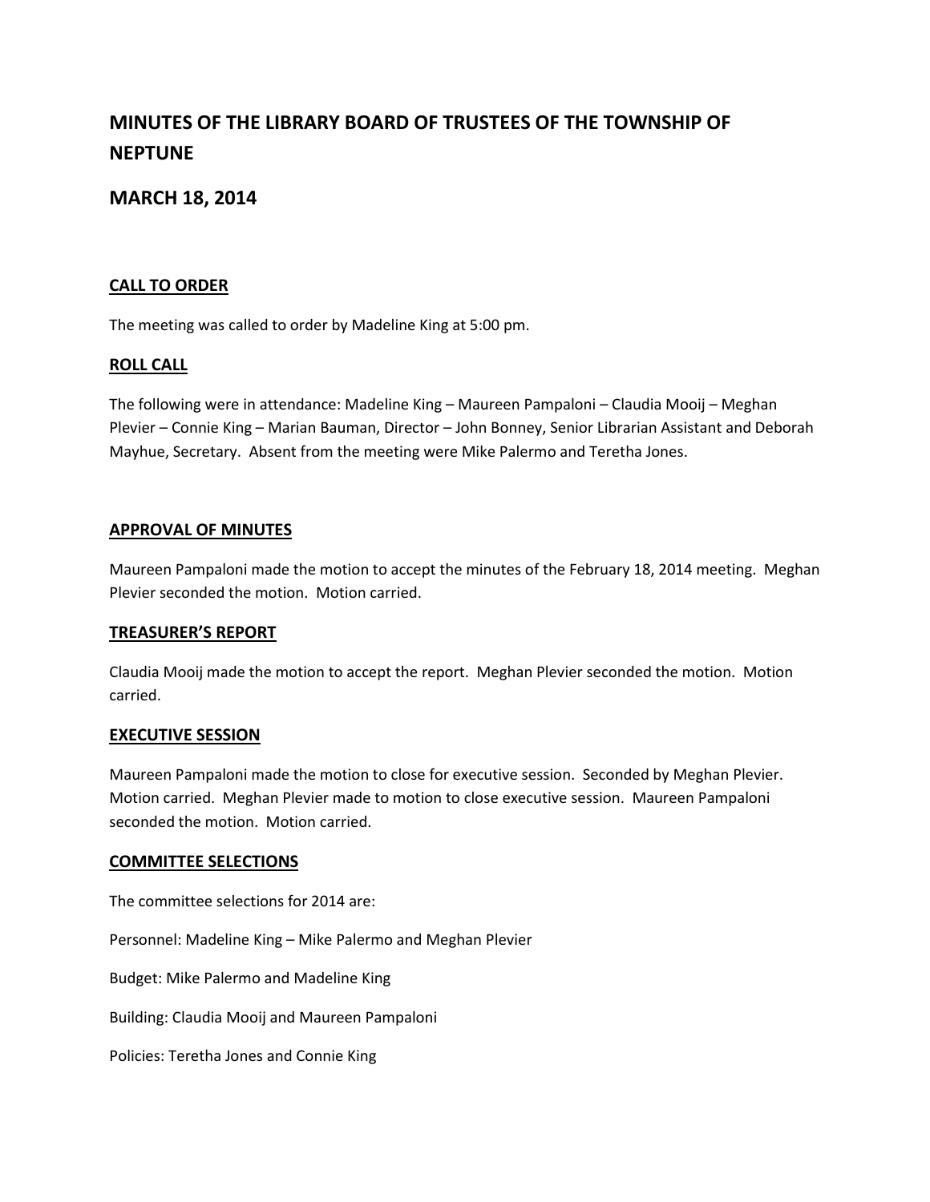# MINUTES OF THE LIBRARY BOARD OF TRUSTEES OF THE TOWNSHIP OF NEPTUNE

## MARCH 18, 2014

### CALL TO ORDER

The meeting was called to order by Madeline King at 5:00 pm.

### ROLL CALL

The following were in attendance: Madeline King – Maureen Pampaloni – Claudia Mooij – Meghan Plevier – Connie King – Marian Bauman, Director – John Bonney, Senior Librarian Assistant and Deborah Mayhue, Secretary. Absent from the meeting were Mike Palermo and Teretha Jones.

### APPROVAL OF MINUTES

Maureen Pampaloni made the motion to accept the minutes of the February 18, 2014 meeting. Meghan Plevier seconded the motion. Motion carried.

### TREASURER'S REPORT

Claudia Mooij made the motion to accept the report. Meghan Plevier seconded the motion. Motion carried.

### EXECUTIVE SESSION

Maureen Pampaloni made the motion to close for executive session. Seconded by Meghan Plevier. Motion carried. Meghan Plevier made to motion to close executive session. Maureen Pampaloni seconded the motion. Motion carried.

### COMMITTEE SELECTIONS

The committee selections for 2014 are:

Personnel: Madeline King – Mike Palermo and Meghan Plevier

Budget: Mike Palermo and Madeline King

Building: Claudia Mooij and Maureen Pampaloni

Policies: Teretha Jones and Connie King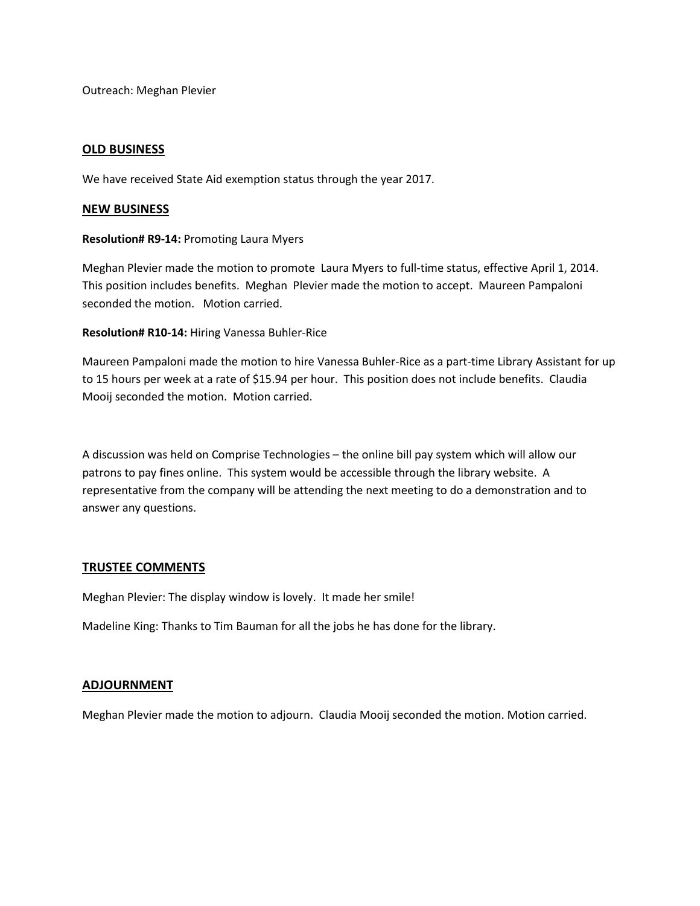Outreach: Meghan Plevier

## OLD BUSINESS

We have received State Aid exemption status through the year 2017.

## NEW BUSINESS

**Resolution# R9-14:** Promoting Laura Myers

Meghan Plevier made the motion to promote Laura Myers to full-time status, effective April 1, 2014. This position includes benefits. Meghan Plevier made the motion to accept. Maureen Pampaloni seconded the motion. Motion carried.

**Resolution# R10-14:** Hiring Vanessa Buhler-Rice

Maureen Pampaloni made the motion to hire Vanessa Buhler-Rice as a part-time Library Assistant for up to 15 hours per week at a rate of $15.94 per hour. This position does not include benefits. Claudia Mooij seconded the motion. Motion carried.

A discussion was held on Comprise Technologies – the online bill pay system which will allow our patrons to pay fines online. This system would be accessible through the library website. A representative from the company will be attending the next meeting to do a demonstration and to answer any questions.

## TRUSTEE COMMENTS

Meghan Plevier: The display window is lovely. It made her smile!

Madeline King: Thanks to Tim Bauman for all the jobs he has done for the library.

## ADJOURNMENT

Meghan Plevier made the motion to adjourn. Claudia Mooij seconded the motion. Motion carried.